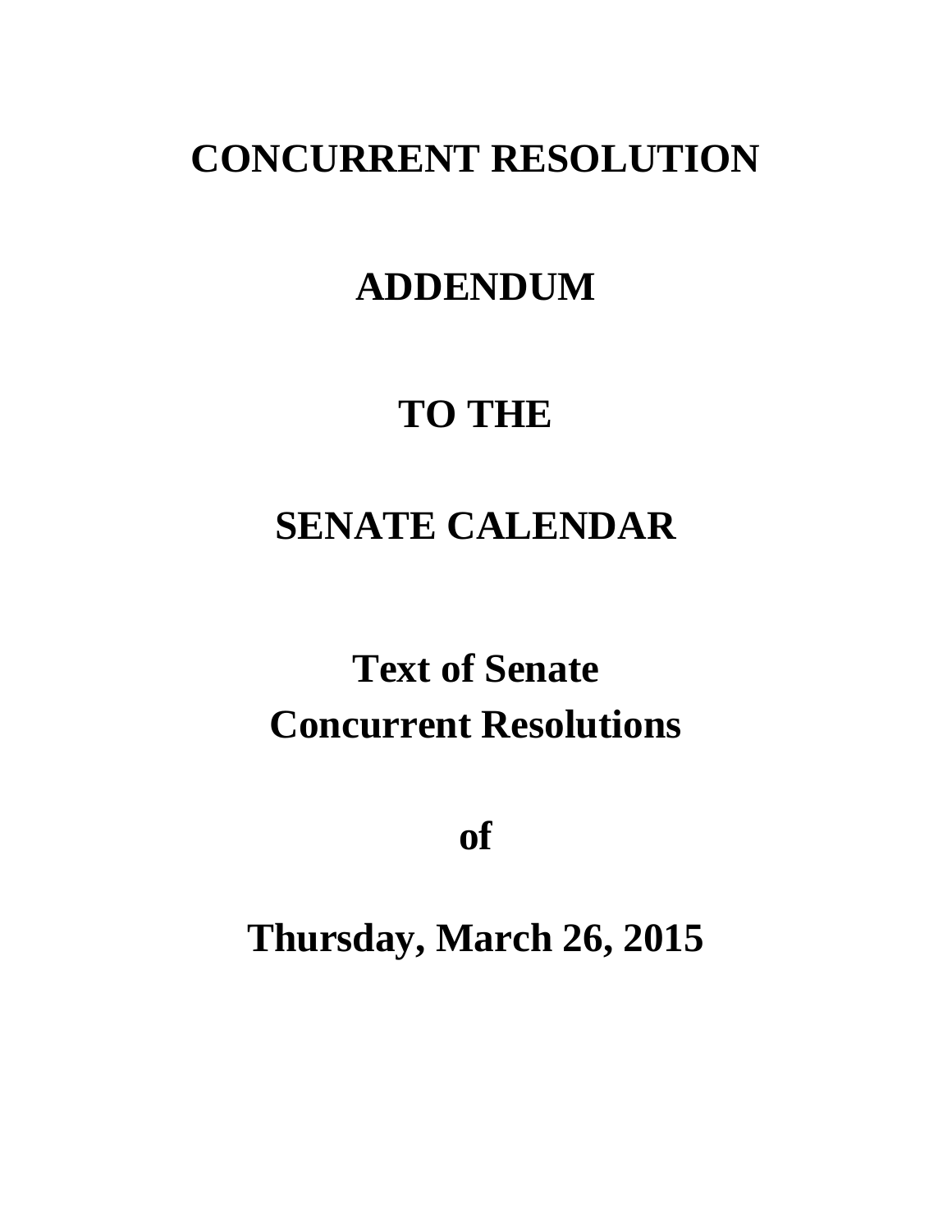# CONCURRENT RESOLUTION

# ADDENDUM

# TO THE

# SENATE CALENDAR

# Text of Senate Concurrent Resolutions

# of

# Thursday, March 26, 2015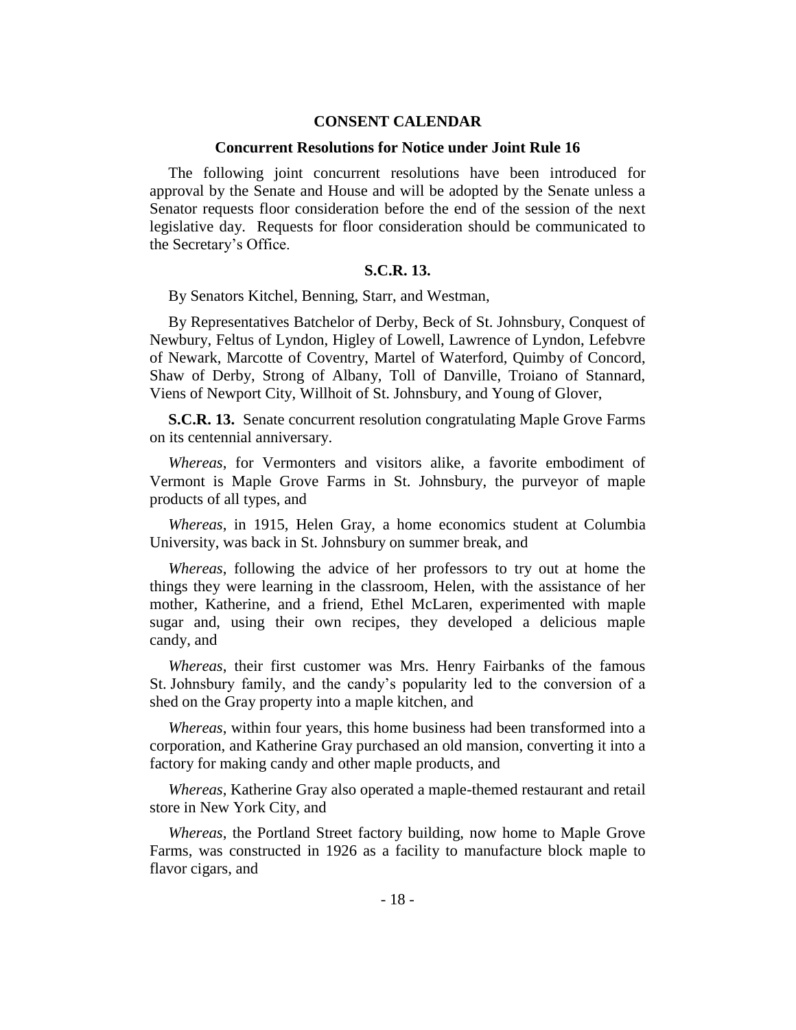## CONSENT CALENDAR

### Concurrent Resolutions for Notice under Joint Rule 16

The following joint concurrent resolutions have been introduced for approval by the Senate and House and will be adopted by the Senate unless a Senator requests floor consideration before the end of the session of the next legislative day. Requests for floor consideration should be communicated to the Secretary's Office.

### S.C.R. 13.

By Senators Kitchel, Benning, Starr, and Westman,

By Representatives Batchelor of Derby, Beck of St. Johnsbury, Conquest of Newbury, Feltus of Lyndon, Higley of Lowell, Lawrence of Lyndon, Lefebvre of Newark, Marcotte of Coventry, Martel of Waterford, Quimby of Concord, Shaw of Derby, Strong of Albany, Toll of Danville, Troiano of Stannard, Viens of Newport City, Willhoit of St. Johnsbury, and Young of Glover,

**S.C.R. 13.** Senate concurrent resolution congratulating Maple Grove Farms on its centennial anniversary.

*Whereas*, for Vermonters and visitors alike, a favorite embodiment of Vermont is Maple Grove Farms in St. Johnsbury, the purveyor of maple products of all types, and

*Whereas*, in 1915, Helen Gray, a home economics student at Columbia University, was back in St. Johnsbury on summer break, and

*Whereas*, following the advice of her professors to try out at home the things they were learning in the classroom, Helen, with the assistance of her mother, Katherine, and a friend, Ethel McLaren, experimented with maple sugar and, using their own recipes, they developed a delicious maple candy, and

*Whereas*, their first customer was Mrs. Henry Fairbanks of the famous St. Johnsbury family, and the candy's popularity led to the conversion of a shed on the Gray property into a maple kitchen, and

*Whereas*, within four years, this home business had been transformed into a corporation, and Katherine Gray purchased an old mansion, converting it into a factory for making candy and other maple products, and

*Whereas*, Katherine Gray also operated a maple-themed restaurant and retail store in New York City, and

*Whereas*, the Portland Street factory building, now home to Maple Grove Farms, was constructed in 1926 as a facility to manufacture block maple to flavor cigars, and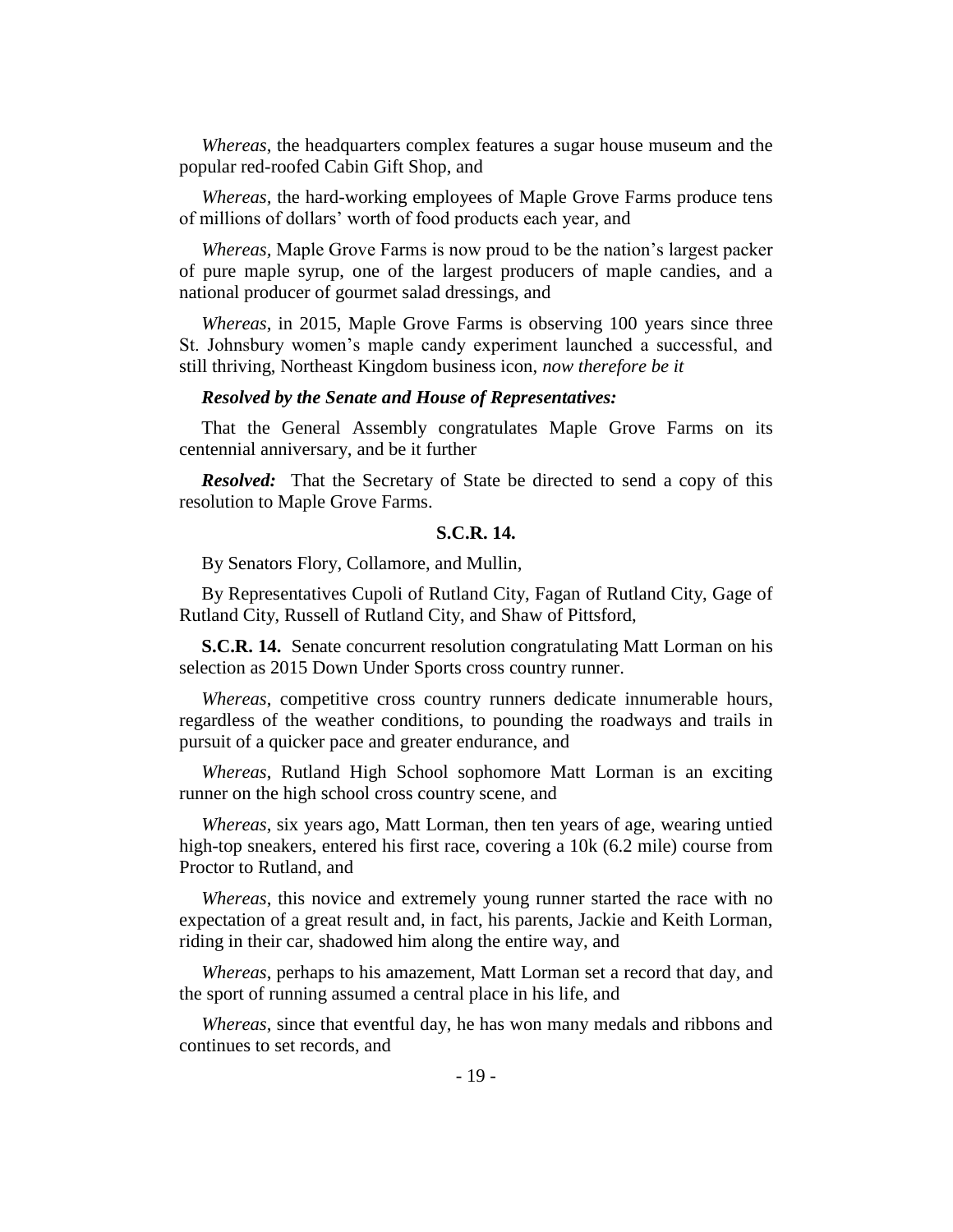*Whereas*, the headquarters complex features a sugar house museum and the popular red-roofed Cabin Gift Shop, and

*Whereas,* the hard-working employees of Maple Grove Farms produce tens of millions of dollars' worth of food products each year, and

*Whereas,* Maple Grove Farms is now proud to be the nation's largest packer of pure maple syrup, one of the largest producers of maple candies, and a national producer of gourmet salad dressings, and

*Whereas*, in 2015, Maple Grove Farms is observing 100 years since three St. Johnsbury women's maple candy experiment launched a successful, and still thriving, Northeast Kingdom business icon, *now therefore be it*

***Resolved by the Senate and House of Representatives:***

That the General Assembly congratulates Maple Grove Farms on its centennial anniversary, and be it further

***Resolved:*** That the Secretary of State be directed to send a copy of this resolution to Maple Grove Farms.

**S.C.R. 14.**

By Senators Flory, Collamore, and Mullin,

By Representatives Cupoli of Rutland City, Fagan of Rutland City, Gage of Rutland City, Russell of Rutland City, and Shaw of Pittsford,

**S.C.R. 14.** Senate concurrent resolution congratulating Matt Lorman on his selection as 2015 Down Under Sports cross country runner.

*Whereas*, competitive cross country runners dedicate innumerable hours, regardless of the weather conditions, to pounding the roadways and trails in pursuit of a quicker pace and greater endurance, and

*Whereas*, Rutland High School sophomore Matt Lorman is an exciting runner on the high school cross country scene, and

*Whereas*, six years ago, Matt Lorman, then ten years of age, wearing untied high-top sneakers, entered his first race, covering a 10k (6.2 mile) course from Proctor to Rutland, and

*Whereas*, this novice and extremely young runner started the race with no expectation of a great result and, in fact, his parents, Jackie and Keith Lorman, riding in their car, shadowed him along the entire way, and

*Whereas*, perhaps to his amazement, Matt Lorman set a record that day, and the sport of running assumed a central place in his life, and

*Whereas*, since that eventful day, he has won many medals and ribbons and continues to set records, and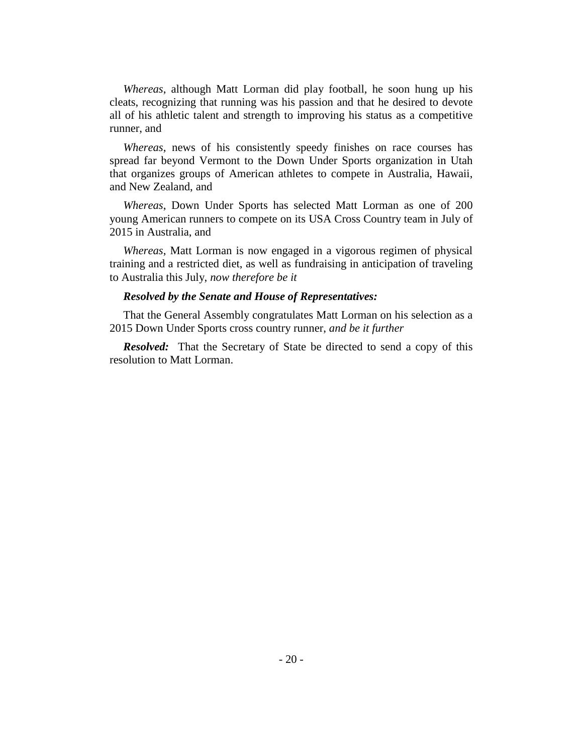*Whereas*, although Matt Lorman did play football, he soon hung up his cleats, recognizing that running was his passion and that he desired to devote all of his athletic talent and strength to improving his status as a competitive runner, and

*Whereas*, news of his consistently speedy finishes on race courses has spread far beyond Vermont to the Down Under Sports organization in Utah that organizes groups of American athletes to compete in Australia, Hawaii, and New Zealand, and

*Whereas*, Down Under Sports has selected Matt Lorman as one of 200 young American runners to compete on its USA Cross Country team in July of 2015 in Australia, and

*Whereas*, Matt Lorman is now engaged in a vigorous regimen of physical training and a restricted diet, as well as fundraising in anticipation of traveling to Australia this July, *now therefore be it*

***Resolved by the Senate and House of Representatives:***

That the General Assembly congratulates Matt Lorman on his selection as a 2015 Down Under Sports cross country runner, *and be it further*

***Resolved:*** That the Secretary of State be directed to send a copy of this resolution to Matt Lorman.